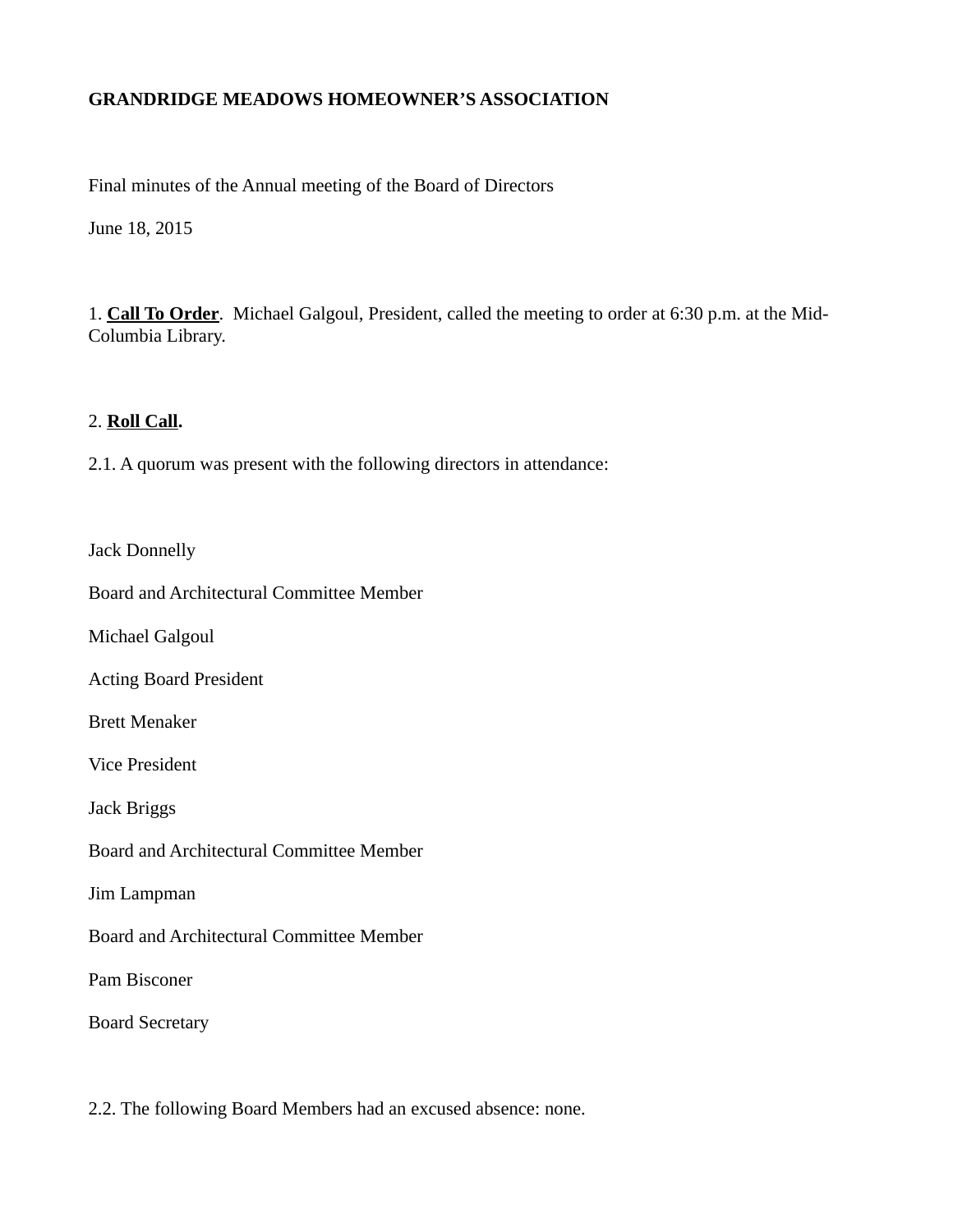**GRANDRIDGE MEADOWS HOMEOWNER'S ASSOCIATION**

Final minutes of the Annual meeting of the Board of Directors

June 18, 2015

1. **<u>Call To Order</u>**. Michael Galgoul, President, called the meeting to order at 6:30 p.m. at the Mid-Columbia Library.

2. **<u>Roll Call</u>.**

2.1. A quorum was present with the following directors in attendance:

Jack Donnelly

Board and Architectural Committee Member

Michael Galgoul

Acting Board President

Brett Menaker

Vice President

Jack Briggs

Board and Architectural Committee Member

Jim Lampman

Board and Architectural Committee Member

Pam Bisconer

Board Secretary

2.2. The following Board Members had an excused absence: none.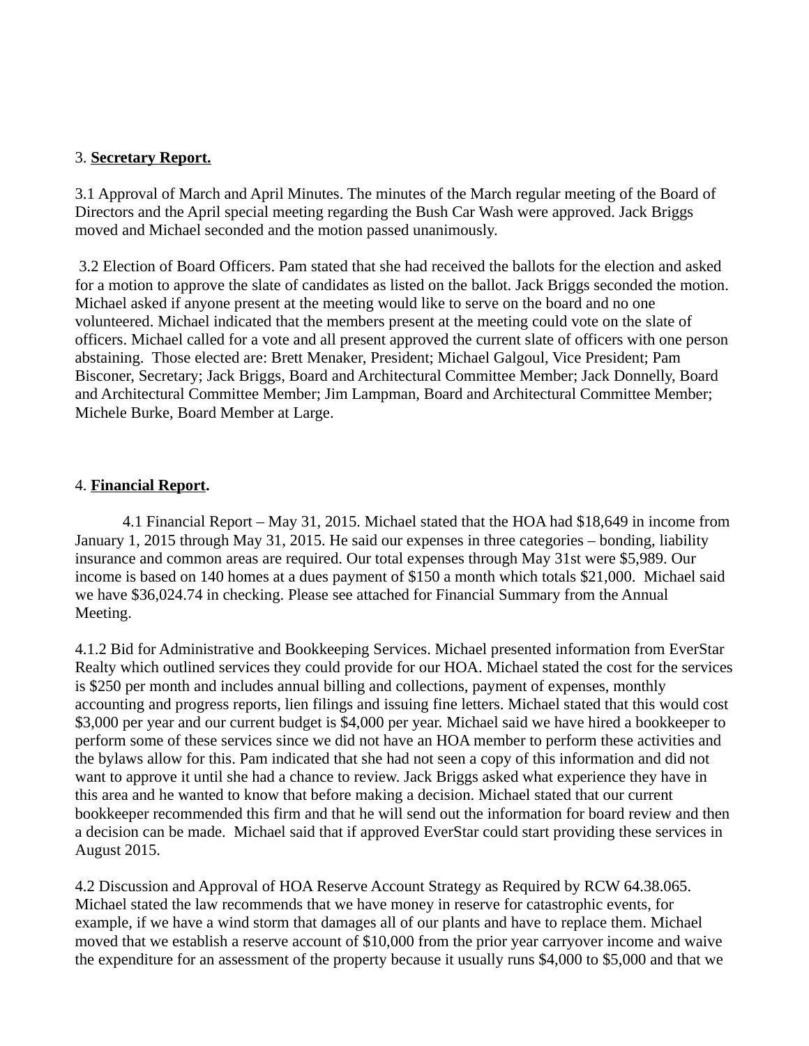3. **Secretary Report.**

3.1 Approval of March and April Minutes. The minutes of the March regular meeting of the Board of Directors and the April special meeting regarding the Bush Car Wash were approved. Jack Briggs moved and Michael seconded and the motion passed unanimously.

3.2 Election of Board Officers. Pam stated that she had received the ballots for the election and asked for a motion to approve the slate of candidates as listed on the ballot. Jack Briggs seconded the motion. Michael asked if anyone present at the meeting would like to serve on the board and no one volunteered. Michael indicated that the members present at the meeting could vote on the slate of officers. Michael called for a vote and all present approved the current slate of officers with one person abstaining. Those elected are: Brett Menaker, President; Michael Galgoul, Vice President; Pam Bisconer, Secretary; Jack Briggs, Board and Architectural Committee Member; Jack Donnelly, Board and Architectural Committee Member; Jim Lampman, Board and Architectural Committee Member; Michele Burke, Board Member at Large.

4. **Financial Report.**

4.1 Financial Report – May 31, 2015. Michael stated that the HOA had $18,649 in income from January 1, 2015 through May 31, 2015. He said our expenses in three categories – bonding, liability insurance and common areas are required. Our total expenses through May 31st were $5,989. Our income is based on 140 homes at a dues payment of $150 a month which totals $21,000. Michael said we have $36,024.74 in checking. Please see attached for Financial Summary from the Annual Meeting.

4.1.2 Bid for Administrative and Bookkeeping Services. Michael presented information from EverStar Realty which outlined services they could provide for our HOA. Michael stated the cost for the services is $250 per month and includes annual billing and collections, payment of expenses, monthly accounting and progress reports, lien filings and issuing fine letters. Michael stated that this would cost $3,000 per year and our current budget is $4,000 per year. Michael said we have hired a bookkeeper to perform some of these services since we did not have an HOA member to perform these activities and the bylaws allow for this. Pam indicated that she had not seen a copy of this information and did not want to approve it until she had a chance to review. Jack Briggs asked what experience they have in this area and he wanted to know that before making a decision. Michael stated that our current bookkeeper recommended this firm and that he will send out the information for board review and then a decision can be made. Michael said that if approved EverStar could start providing these services in August 2015.

4.2 Discussion and Approval of HOA Reserve Account Strategy as Required by RCW 64.38.065. Michael stated the law recommends that we have money in reserve for catastrophic events, for example, if we have a wind storm that damages all of our plants and have to replace them. Michael moved that we establish a reserve account of $10,000 from the prior year carryover income and waive the expenditure for an assessment of the property because it usually runs $4,000 to $5,000 and that we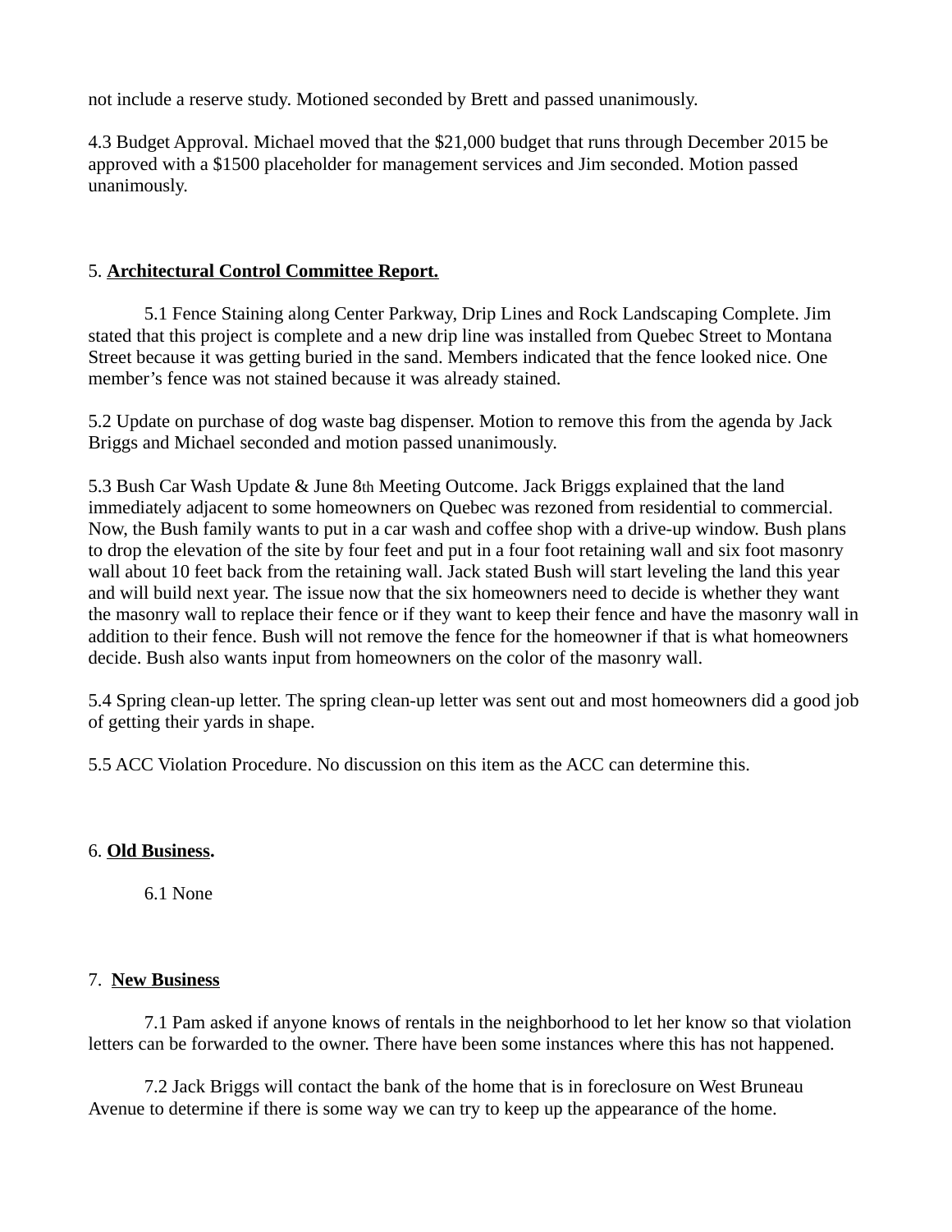not include a reserve study. Motioned seconded by Brett and passed unanimously.

4.3 Budget Approval. Michael moved that the $21,000 budget that runs through December 2015 be approved with a $1500 placeholder for management services and Jim seconded. Motion passed unanimously.

5. **Architectural Control Committee Report.**

5.1 Fence Staining along Center Parkway, Drip Lines and Rock Landscaping Complete. Jim stated that this project is complete and a new drip line was installed from Quebec Street to Montana Street because it was getting buried in the sand. Members indicated that the fence looked nice. One member's fence was not stained because it was already stained.

5.2 Update on purchase of dog waste bag dispenser. Motion to remove this from the agenda by Jack Briggs and Michael seconded and motion passed unanimously.

5.3 Bush Car Wash Update & June 8th Meeting Outcome. Jack Briggs explained that the land immediately adjacent to some homeowners on Quebec was rezoned from residential to commercial. Now, the Bush family wants to put in a car wash and coffee shop with a drive-up window. Bush plans to drop the elevation of the site by four feet and put in a four foot retaining wall and six foot masonry wall about 10 feet back from the retaining wall. Jack stated Bush will start leveling the land this year and will build next year. The issue now that the six homeowners need to decide is whether they want the masonry wall to replace their fence or if they want to keep their fence and have the masonry wall in addition to their fence. Bush will not remove the fence for the homeowner if that is what homeowners decide. Bush also wants input from homeowners on the color of the masonry wall.

5.4 Spring clean-up letter. The spring clean-up letter was sent out and most homeowners did a good job of getting their yards in shape.

5.5 ACC Violation Procedure. No discussion on this item as the ACC can determine this.

6. **Old Business.**

6.1 None

7. **New Business**

7.1 Pam asked if anyone knows of rentals in the neighborhood to let her know so that violation letters can be forwarded to the owner. There have been some instances where this has not happened.

7.2 Jack Briggs will contact the bank of the home that is in foreclosure on West Bruneau Avenue to determine if there is some way we can try to keep up the appearance of the home.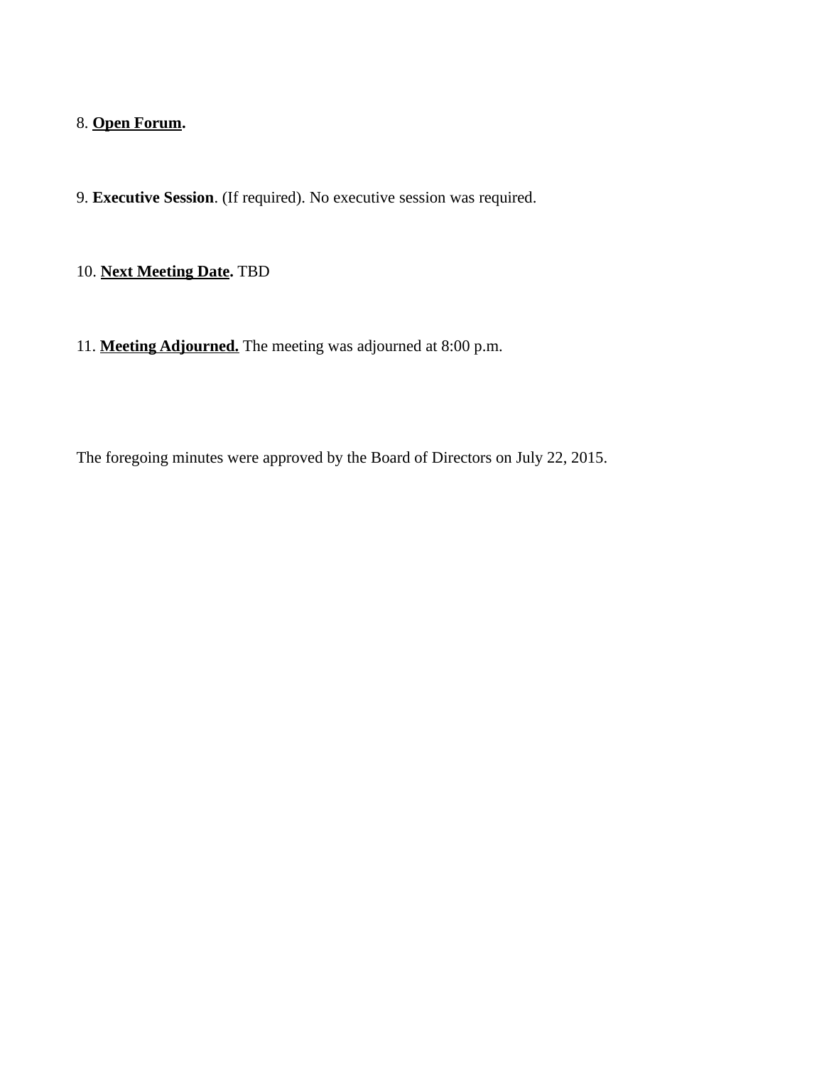8. **Open Forum.**

9. **Executive Session**. (If required). No executive session was required.

10. **Next Meeting Date.** TBD

11. **Meeting Adjourned.** The meeting was adjourned at 8:00 p.m.

The foregoing minutes were approved by the Board of Directors on July 22, 2015.